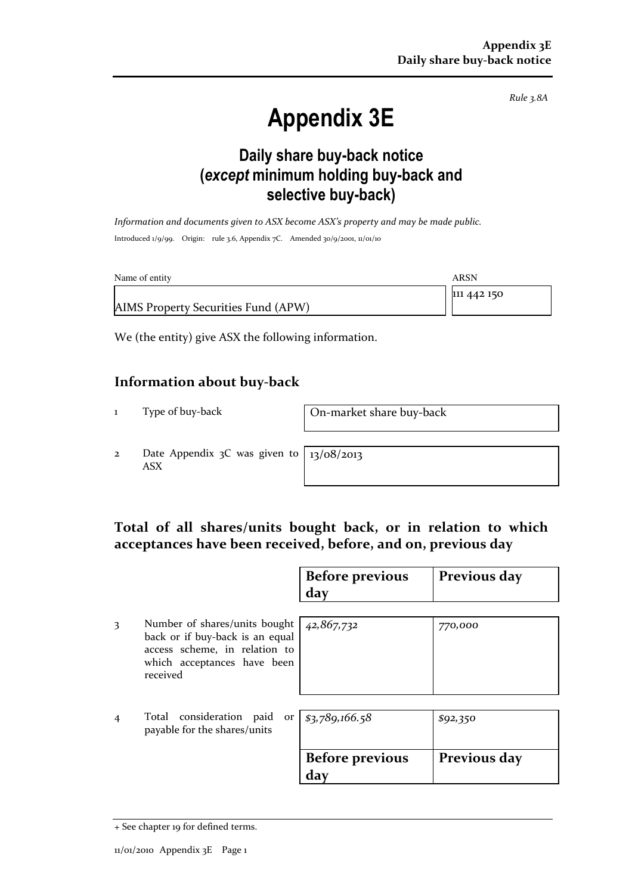*Rule 3.8A*

# Appendix 3E

## Daily share buy-back notice (*except* minimum holding buy-back and selective buy-back)

*Information and documents given to ASX become ASX's property and may be made public.*

Introduced 1/9/99. Origin: rule 3.6, Appendix 7C. Amended 30/9/2001, 11/01/10

| Name of entity | ARSN |
|---|---|
| AIMS Property Securities Fund (APW) | 111 442 150 |

We (the entity) give ASX the following information.

## Information about buy-back

| | | |
|---|---|---|
| 1 | Type of buy-back | On-market share buy-back |
| 2 | Date Appendix 3C was given to ASX | 13/08/2013 |

## Total of all shares/units bought back, or in relation to which acceptances have been received, before, and on, previous day

| | | Before previous day | Previous day |
|---|---|---|---|
| 3 | Number of shares/units bought back or if buy-back is an equal access scheme, in relation to which acceptances have been received | *42,867,732* | *770,000* |
| 4 | Total consideration paid or payable for the shares/units | *$3,789,166.58* | *$92,350* |
| | | **Before previous day** | **Previous day** |

+ See chapter 19 for defined terms.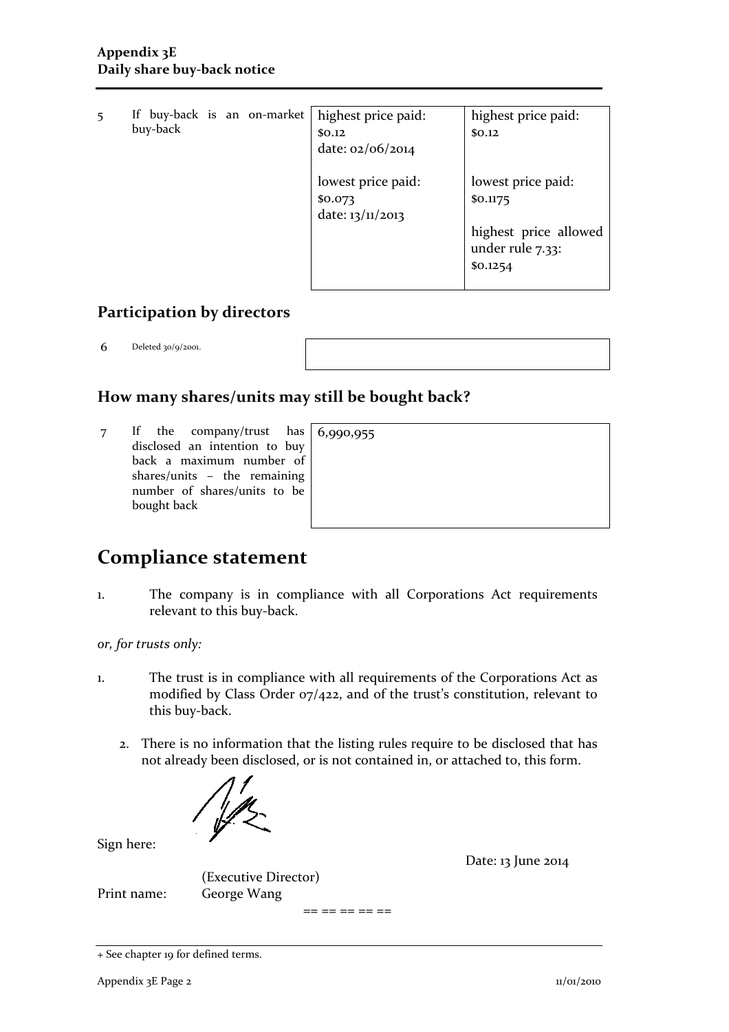| | | | |
|---|---|---|---|
| 5 | If buy-back is an on-market buy-back | highest price paid: \$0.12<br>date: 02/06/2014<br><br>lowest price paid: \$0.073<br>date: 13/11/2013 | highest price paid: \$0.12<br><br>lowest price paid: \$0.1175<br><br>highest price allowed under rule 7.33: \$0.1254 |

## Participation by directors

| | | |
|---|---|---|
| 6 | Deleted 30/9/2001. | |

## How many shares/units may still be bought back?

| | | |
|---|---|---|
| 7 | If the company/trust has disclosed an intention to buy back a maximum number of shares/units – the remaining number of shares/units to be bought back | 6,990,955 |

# Compliance statement

1. The company is in compliance with all Corporations Act requirements relevant to this buy-back.

*or, for trusts only:*

1. The trust is in compliance with all requirements of the Corporations Act as modified by Class Order 07/422, and of the trust's constitution, relevant to this buy-back.

2. There is no information that the listing rules require to be disclosed that has not already been disclosed, or is not contained in, or attached to, this form.

Sign here:

Date: 13 June 2014

(Executive Director)

Print name: George Wang

== == == == ==

+ See chapter 19 for defined terms.